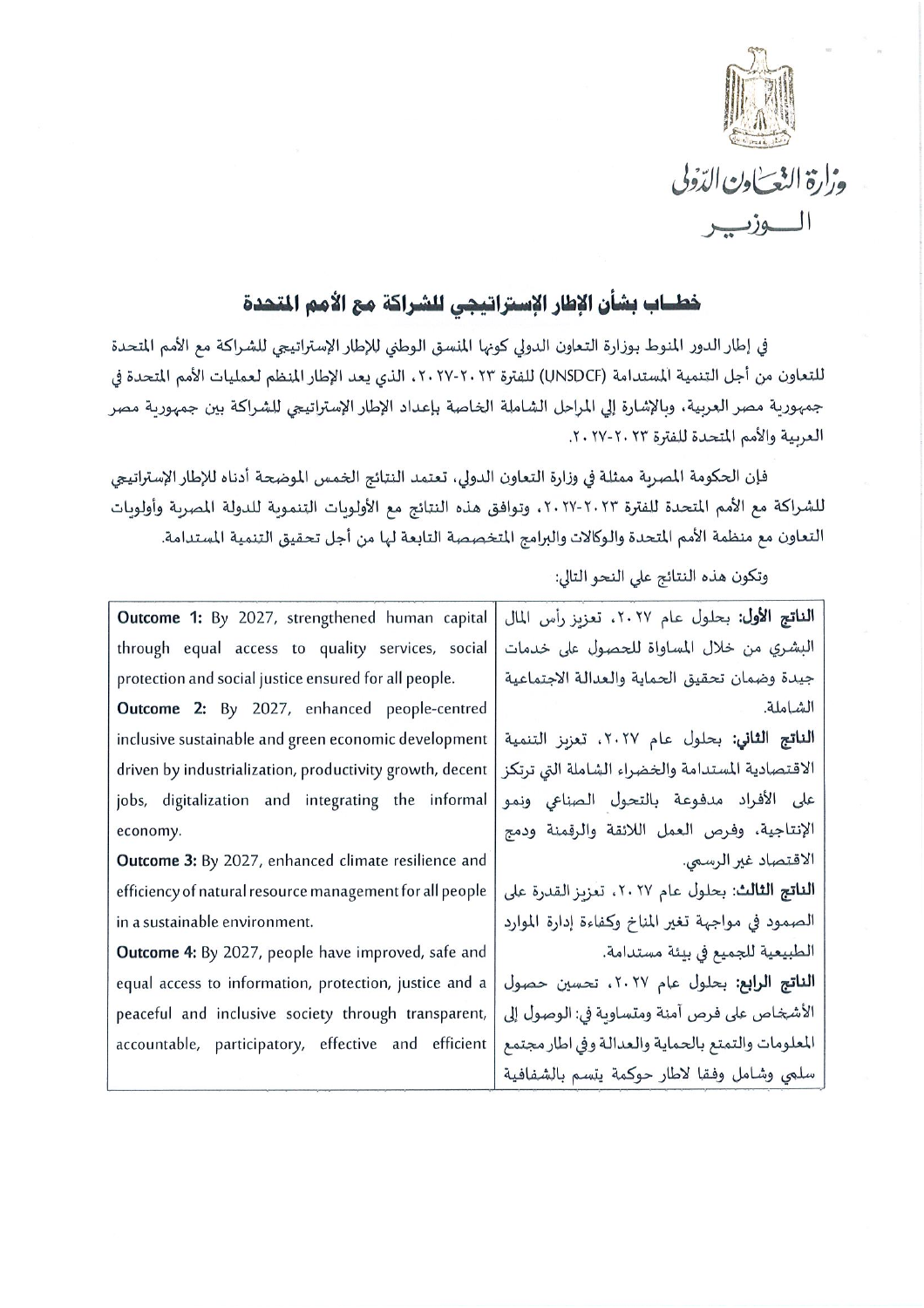وزارة التعاون الدولي

الـــوزيـــر

## خطـاب بشأن الإطار الإستراتيجي للشراكة مع الأمم المتحدة

في إطار الدور المنوط بوزارة التعاون الدولي كونها المنسق الوطني للإطار الإستراتيجي للشراكة مع الأمم المتحدة للتعاون من أجل التنمية المستدامة (UNSDCF) للفترة ٢٠٢٣-٢٠٢٧، الذي يعد الإطار المنظم لعمليات الأمم المتحدة في جمهورية مصر العربية، وبالإشارة إلي المراحل الشاملة الخاصة بإعداد الإطار الإستراتيجي للشراكة بين جمهورية مصر العربية والأمم المتحدة للفترة ٢٠٢٣-٢٠٢٧.

فإن الحكومة المصرية ممثلة في وزارة التعاون الدولي، تعتمد النتائج الخمس الموضحة أدناه للإطار الإستراتيجي للشراكة مع الأمم المتحدة للفترة ٢٠٢٣-٢٠٢٧، وتوافق هذه النتائج مع الأولويات التنموية للدولة المصرية وأولويات التعاون مع منظمة الأمم المتحدة والوكالات والبرامج المتخصصة التابعة لها من أجل تحقيق التنمية المستدامة.

وتكون هذه النتائج علي النحو التالي:

| | |
|---|---|
| **Outcome 1:** By 2027, strengthened human capital through equal access to quality services, social protection and social justice ensured for all people.<br>**Outcome 2:** By 2027, enhanced people-centred inclusive sustainable and green economic development driven by industrialization, productivity growth, decent jobs, digitalization and integrating the informal economy.<br>**Outcome 3:** By 2027, enhanced climate resilience and efficiency of natural resource management for all people in a sustainable environment.<br>**Outcome 4:** By 2027, people have improved, safe and equal access to information, protection, justice and a peaceful and inclusive society through transparent, accountable, participatory, effective and efficient | **الناتج الأول:** بحلول عام ٢٠٢٧، تعزيز رأس المال البشري من خلال المساواة للحصول على خدمات جيدة وضمان تحقيق الحماية والعدالة الاجتماعية الشاملة.<br>**الناتج الثاني:** بحلول عام ٢٠٢٧، تعزيز التنمية الاقتصادية المستدامة والخضراء الشاملة التي ترتكز على الأفراد مدفوعة بالتحول الصناعي ونمو الإنتاجية، وفرص العمل اللائقة والرقمنة ودمج الاقتصاد غير الرسمي.<br>**الناتج الثالث:** بحلول عام ٢٠٢٧، تعزيز القدرة على الصمود في مواجهة تغير المناخ وكفاءة إدارة الموارد الطبيعية للجميع في بيئة مستدامة.<br>**الناتج الرابع:** بحلول عام ٢٠٢٧، تحسين حصول الأشخاص على فرص آمنة ومتساوية في: الوصول إلى المعلومات والتمتع بالحماية والعدالة وفي اطار مجتمع سلمي وشامل وفقا لاطار حوكمة يتسم بالشفافية |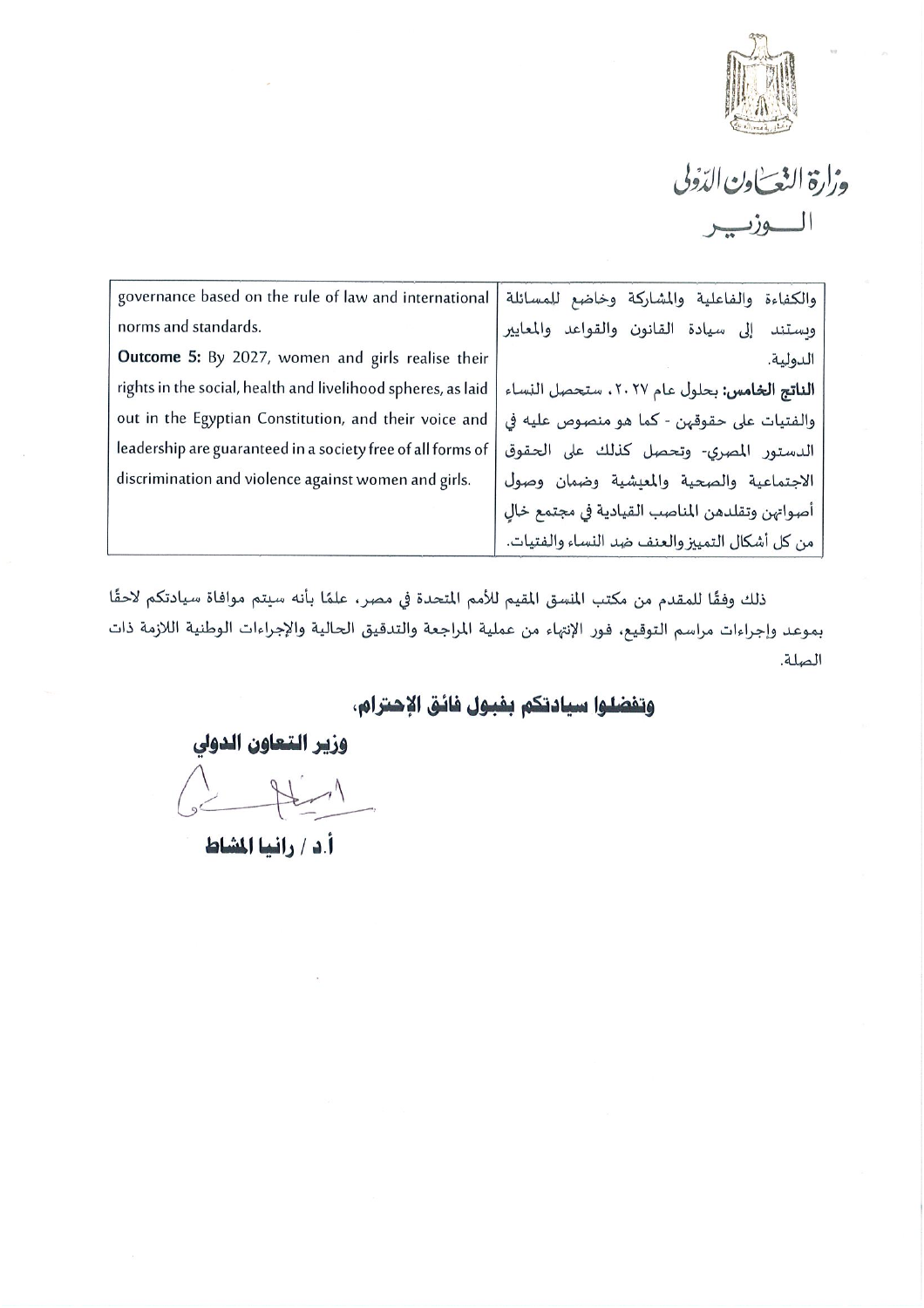وزارة التعاون الدولي

الـــوزيـــر

| governance based on the rule of law and international norms and standards.<br>**Outcome 5:** By 2027, women and girls realise their rights in the social, health and livelihood spheres, as laid out in the Egyptian Constitution, and their voice and leadership are guaranteed in a society free of all forms of discrimination and violence against women and girls. | والكفاءة والفاعلية والمشاركة وخاضع للمسائلة ويستند إلى سيادة القانون والقواعد والمعايير الدولية.<br>**الناتج الخامس:** بحلول عام ٢٠٢٧، ستحصل النساء والفتيات على حقوقهن - كما هو منصوص عليه في الدستور المصري- وتحصل كذلك على الحقوق الاجتماعية والصحية والمعيشية وضمان وصول أصواتهن وتقلدهن المناصب القيادية في مجتمع خالٍ من كل أشكال التميز والعنف ضد النساء والفتيات. |
|---|---|

ذلك وفقًا للمقدم من مكتب المنسق المقيم للأمم المتحدة في مصر، علمًا بأنه سيتم موافاة سيادتكم لاحقًا بموعد وإجراءات مراسم التوقيع، فور الإنتهاء من عملية المراجعة والتدقيق الحالية والإجراءات الوطنية اللازمة ذات الصلة.

**وتفضلوا سيادتكم بقبول فائق الإحترام،**

**وزير التعاون الدولي**

**أ.د / رانيا المشاط**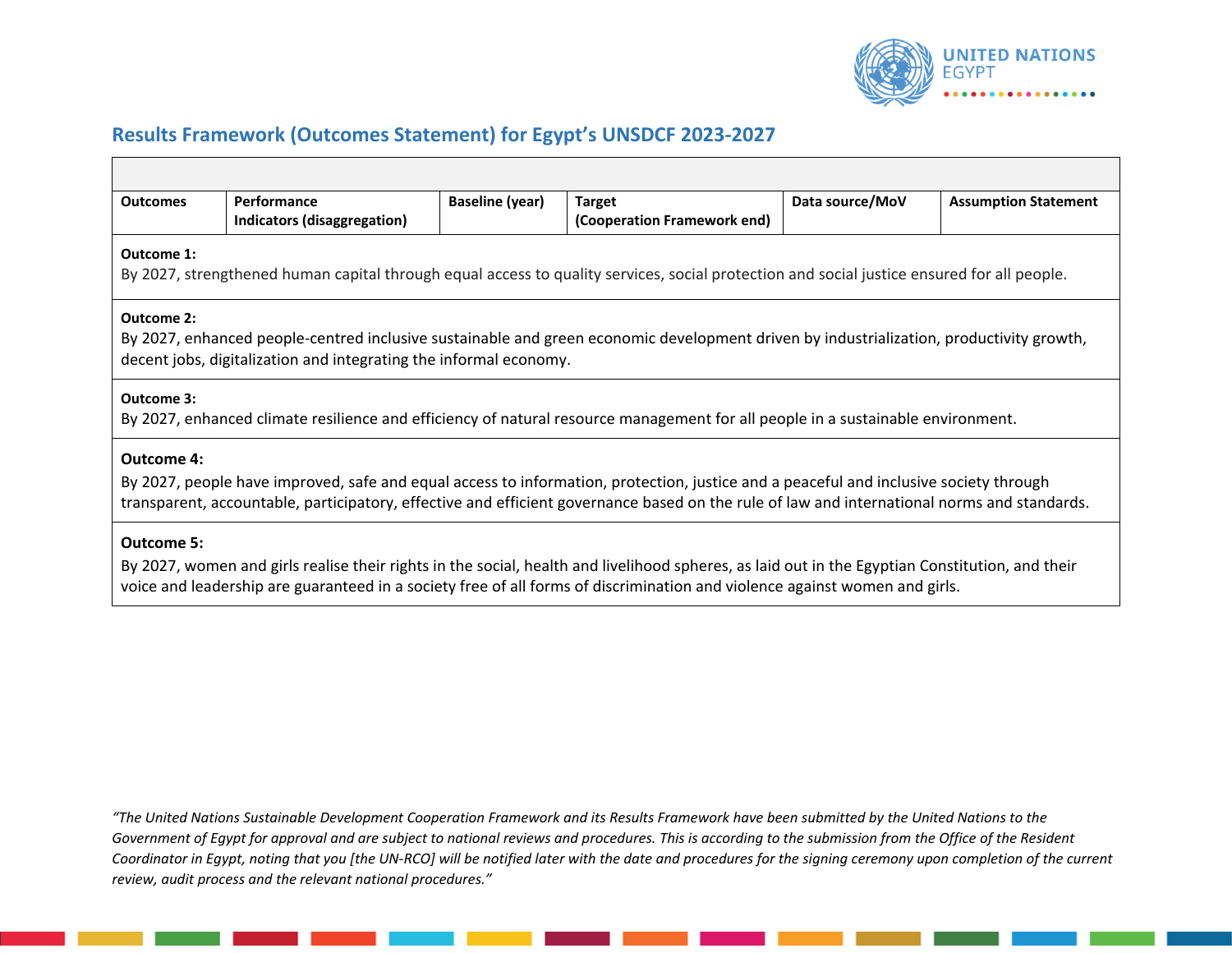## Results Framework (Outcomes Statement) for Egypt's UNSDCF 2023-2027

| Outcomes | Performance Indicators (disaggregation) | Baseline (year) | Target (Cooperation Framework end) | Data source/MoV | Assumption Statement |
|---|---|---|---|---|---|
| **Outcome 1:** By 2027, strengthened human capital through equal access to quality services, social protection and social justice ensured for all people. | | | | | |
| **Outcome 2:** By 2027, enhanced people-centred inclusive sustainable and green economic development driven by industrialization, productivity growth, decent jobs, digitalization and integrating the informal economy. | | | | | |
| **Outcome 3:** By 2027, enhanced climate resilience and efficiency of natural resource management for all people in a sustainable environment. | | | | | |
| **Outcome 4:** By 2027, people have improved, safe and equal access to information, protection, justice and a peaceful and inclusive society through transparent, accountable, participatory, effective and efficient governance based on the rule of law and international norms and standards. | | | | | |
| **Outcome 5:** By 2027, women and girls realise their rights in the social, health and livelihood spheres, as laid out in the Egyptian Constitution, and their voice and leadership are guaranteed in a society free of all forms of discrimination and violence against women and girls. | | | | | |

*"The United Nations Sustainable Development Cooperation Framework and its Results Framework have been submitted by the United Nations to the Government of Egypt for approval and are subject to national reviews and procedures. This is according to the submission from the Office of the Resident Coordinator in Egypt, noting that you [the UN-RCO] will be notified later with the date and procedures for the signing ceremony upon completion of the current review, audit process and the relevant national procedures."*